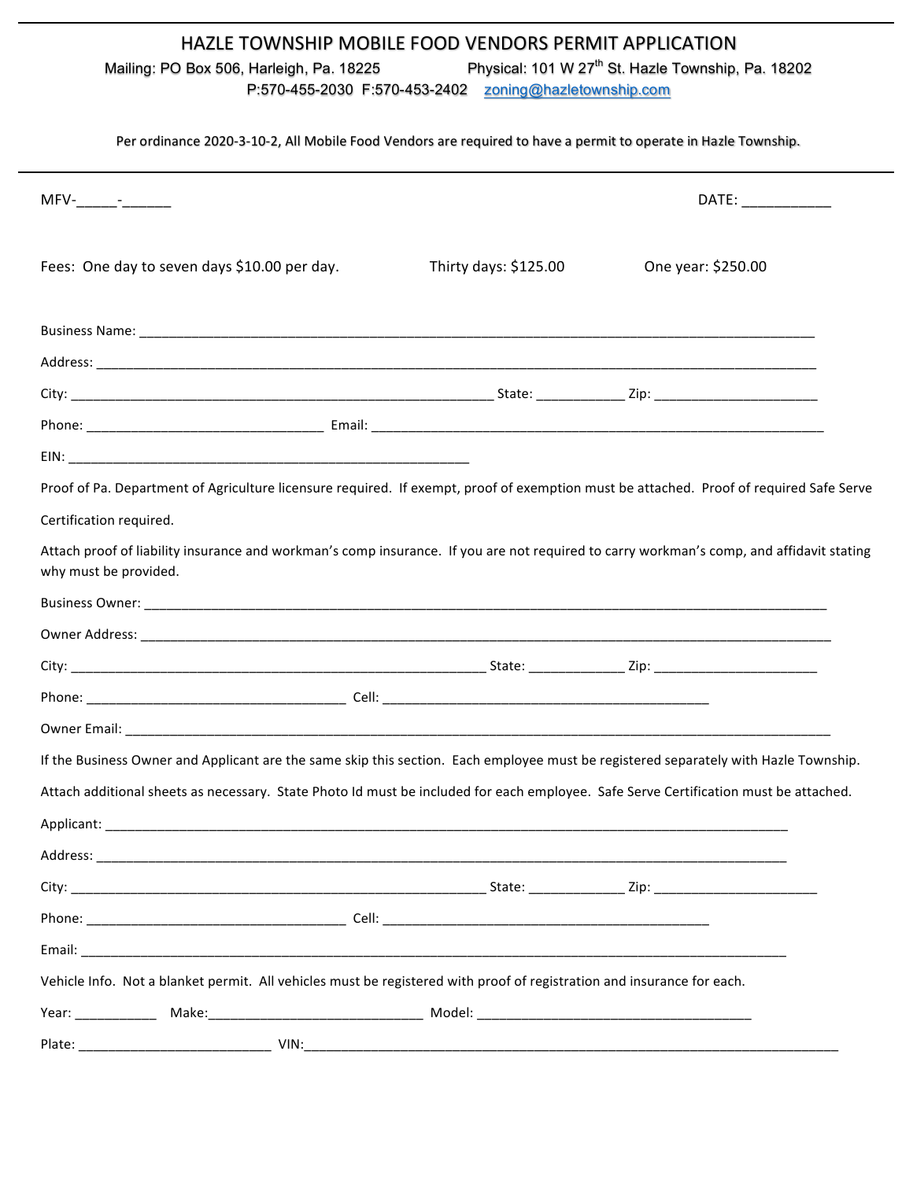# HAZLE TOWNSHIP MOBILE FOOD VENDORS PERMIT APPLICATION

Mailing: PO Box 506, Harleigh, Pa. 18225 Physical: 101 W 27th St. Hazle Township, Pa. 18202

P:570-455-2030 F:570-453-2402 zoning@hazletownship.com

Per ordinance 2020-3-10-2, All Mobile Food Vendors are required to have a permit to operate in Hazle Township.

---

MFV-_____-______ DATE: ___________

Fees: One day to seven days $10.00 per day. Thirty days: $125.00 One year: $250.00

Business Name: ______________________________________________

Address: ______________________________________________

City: ______________________________ State: ____________ Zip: ______________________

Phone: ________________________________ Email: ______________________________

EIN: ______________________________

Proof of Pa. Department of Agriculture licensure required. If exempt, proof of exemption must be attached. Proof of required Safe Serve Certification required.

Attach proof of liability insurance and workman's comp insurance. If you are not required to carry workman's comp, and affidavit stating why must be provided.

Business Owner: ______________________________________________

Owner Address: ______________________________________________

City: ______________________________ State: _____________ Zip: ______________________

Phone: ___________________________________ Cell: ______________________________

Owner Email: ______________________________________________

If the Business Owner and Applicant are the same skip this section. Each employee must be registered separately with Hazle Township. Attach additional sheets as necessary. State Photo Id must be included for each employee. Safe Serve Certification must be attached.

Applicant: ______________________________________________

Address: ______________________________________________

City: ______________________________ State: _____________ Zip: ______________________

Phone: ___________________________________ Cell: ______________________________

Email: ______________________________________________

Vehicle Info. Not a blanket permit. All vehicles must be registered with proof of registration and insurance for each.

Year: ___________ Make:_____________________________ Model: ______________________________________

Plate: __________________________ VIN:______________________________________________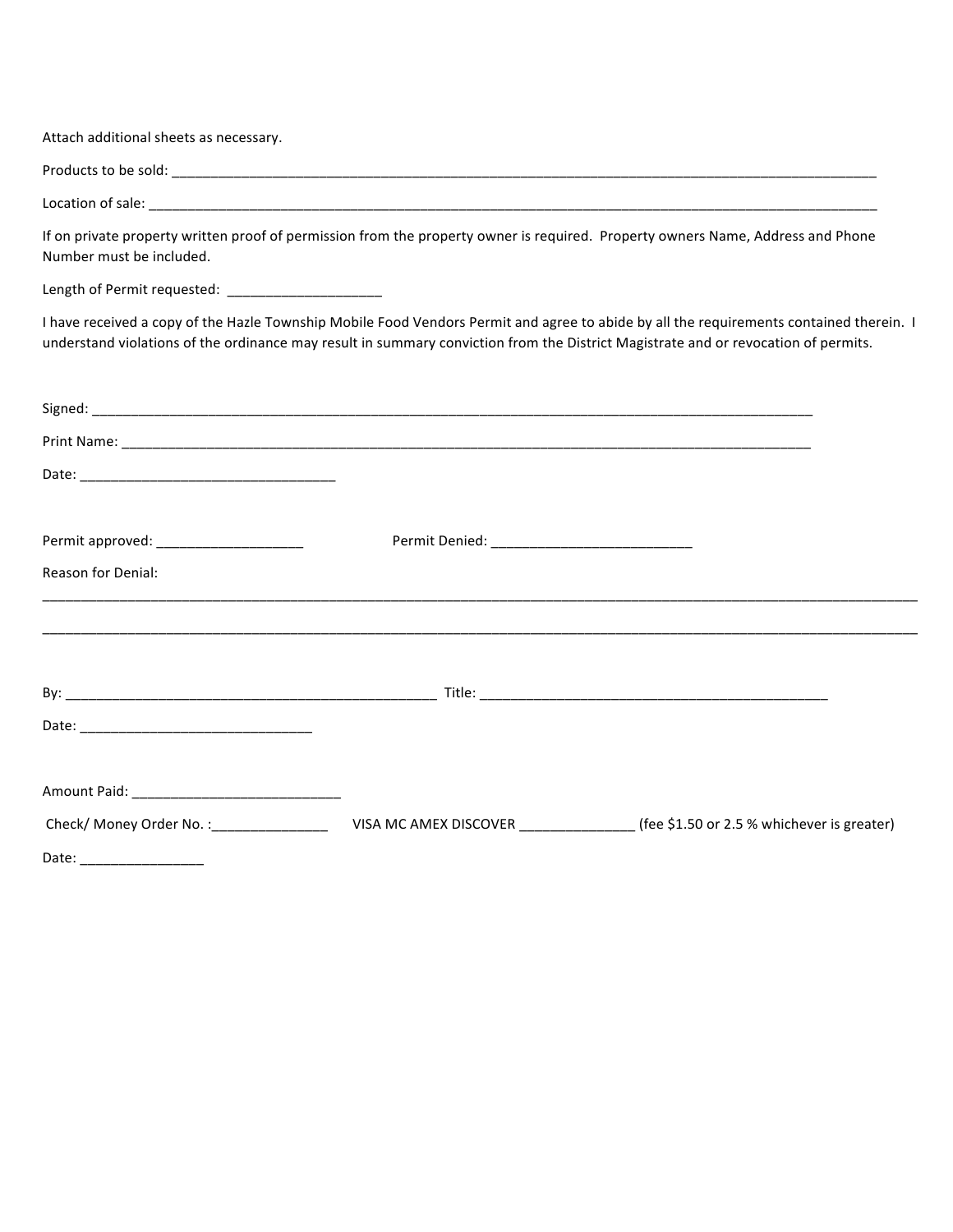Attach additional sheets as necessary.

Products to be sold: ____________________________________________________________________________________________

Location of sale: ______________________________________________________________________________________________

If on private property written proof of permission from the property owner is required. Property owners Name, Address and Phone Number must be included.

Length of Permit requested: ____________________

I have received a copy of the Hazle Township Mobile Food Vendors Permit and agree to abide by all the requirements contained therein. I understand violations of the ordinance may result in summary conviction from the District Magistrate and or revocation of permits.

Signed: ___________________________________________________________________________________________

Print Name: _______________________________________________________________________________________

Date: __________________________________

Permit approved: ___________________ Permit Denied: __________________________

Reason for Denial:

_____________________________________________________________________________________________________________

_____________________________________________________________________________________________________________

By: __________________________________________________ Title: _______________________________________________

Date: ______________________________

Amount Paid: ___________________________

Check/ Money Order No. :_______________ VISA MC AMEX DISCOVER _______________ (fee $1.50 or 2.5 % whichever is greater)

Date: ________________